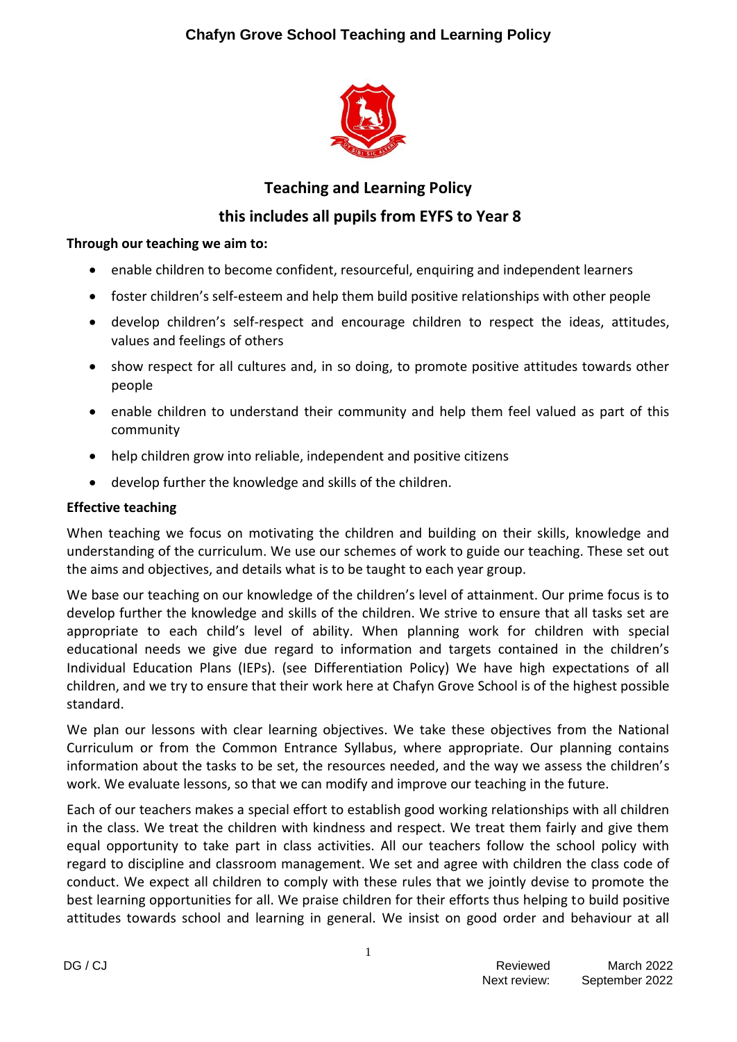# Teaching and Learning Policy

## this includes all pupils from EYFS to Year 8

**Through our teaching we aim to:**

- enable children to become confident, resourceful, enquiring and independent learners
- foster children's self-esteem and help them build positive relationships with other people
- develop children's self-respect and encourage children to respect the ideas, attitudes, values and feelings of others
- show respect for all cultures and, in so doing, to promote positive attitudes towards other people
- enable children to understand their community and help them feel valued as part of this community
- help children grow into reliable, independent and positive citizens
- develop further the knowledge and skills of the children.

**Effective teaching**

When teaching we focus on motivating the children and building on their skills, knowledge and understanding of the curriculum. We use our schemes of work to guide our teaching. These set out the aims and objectives, and details what is to be taught to each year group.

We base our teaching on our knowledge of the children's level of attainment. Our prime focus is to develop further the knowledge and skills of the children. We strive to ensure that all tasks set are appropriate to each child's level of ability. When planning work for children with special educational needs we give due regard to information and targets contained in the children's Individual Education Plans (IEPs). (see Differentiation Policy) We have high expectations of all children, and we try to ensure that their work here at Chafyn Grove School is of the highest possible standard.

We plan our lessons with clear learning objectives. We take these objectives from the National Curriculum or from the Common Entrance Syllabus, where appropriate. Our planning contains information about the tasks to be set, the resources needed, and the way we assess the children's work. We evaluate lessons, so that we can modify and improve our teaching in the future.

Each of our teachers makes a special effort to establish good working relationships with all children in the class. We treat the children with kindness and respect. We treat them fairly and give them equal opportunity to take part in class activities. All our teachers follow the school policy with regard to discipline and classroom management. We set and agree with children the class code of conduct. We expect all children to comply with these rules that we jointly devise to promote the best learning opportunities for all. We praise children for their efforts thus helping to build positive attitudes towards school and learning in general. We insist on good order and behaviour at all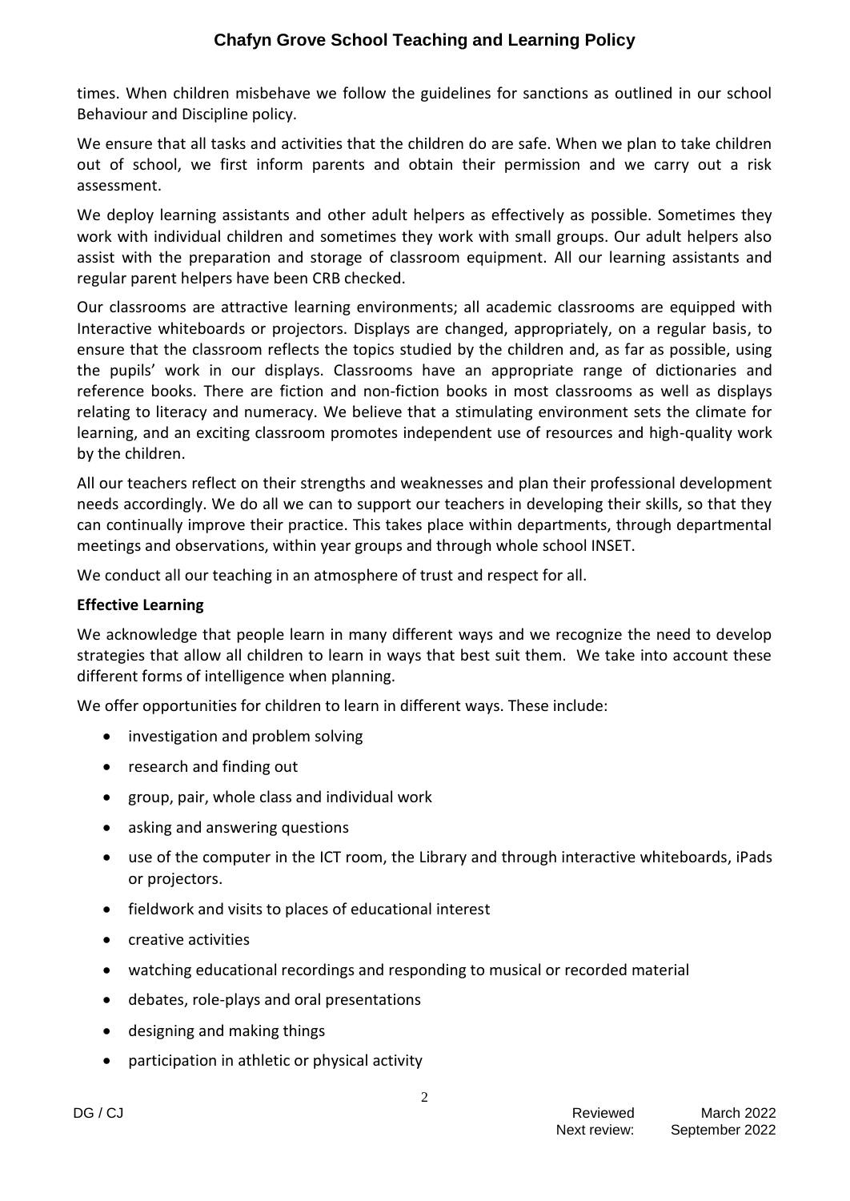times. When children misbehave we follow the guidelines for sanctions as outlined in our school Behaviour and Discipline policy.

We ensure that all tasks and activities that the children do are safe. When we plan to take children out of school, we first inform parents and obtain their permission and we carry out a risk assessment.

We deploy learning assistants and other adult helpers as effectively as possible. Sometimes they work with individual children and sometimes they work with small groups. Our adult helpers also assist with the preparation and storage of classroom equipment. All our learning assistants and regular parent helpers have been CRB checked.

Our classrooms are attractive learning environments; all academic classrooms are equipped with Interactive whiteboards or projectors. Displays are changed, appropriately, on a regular basis, to ensure that the classroom reflects the topics studied by the children and, as far as possible, using the pupils' work in our displays. Classrooms have an appropriate range of dictionaries and reference books. There are fiction and non-fiction books in most classrooms as well as displays relating to literacy and numeracy. We believe that a stimulating environment sets the climate for learning, and an exciting classroom promotes independent use of resources and high-quality work by the children.

All our teachers reflect on their strengths and weaknesses and plan their professional development needs accordingly. We do all we can to support our teachers in developing their skills, so that they can continually improve their practice. This takes place within departments, through departmental meetings and observations, within year groups and through whole school INSET.

We conduct all our teaching in an atmosphere of trust and respect for all.

**Effective Learning**

We acknowledge that people learn in many different ways and we recognize the need to develop strategies that allow all children to learn in ways that best suit them. We take into account these different forms of intelligence when planning.

We offer opportunities for children to learn in different ways. These include:

- investigation and problem solving
- research and finding out
- group, pair, whole class and individual work
- asking and answering questions
- use of the computer in the ICT room, the Library and through interactive whiteboards, iPads or projectors.
- fieldwork and visits to places of educational interest
- creative activities
- watching educational recordings and responding to musical or recorded material
- debates, role-plays and oral presentations
- designing and making things
- participation in athletic or physical activity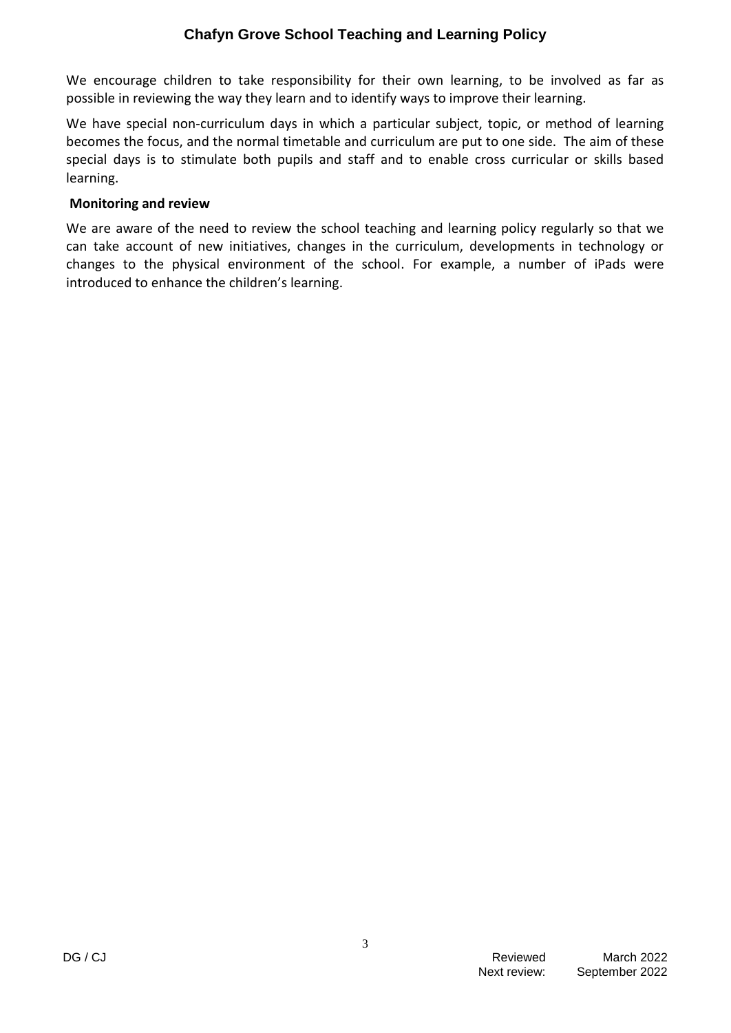We encourage children to take responsibility for their own learning, to be involved as far as possible in reviewing the way they learn and to identify ways to improve their learning.

We have special non-curriculum days in which a particular subject, topic, or method of learning becomes the focus, and the normal timetable and curriculum are put to one side. The aim of these special days is to stimulate both pupils and staff and to enable cross curricular or skills based learning.

**Monitoring and review**

We are aware of the need to review the school teaching and learning policy regularly so that we can take account of new initiatives, changes in the curriculum, developments in technology or changes to the physical environment of the school. For example, a number of iPads were introduced to enhance the children's learning.